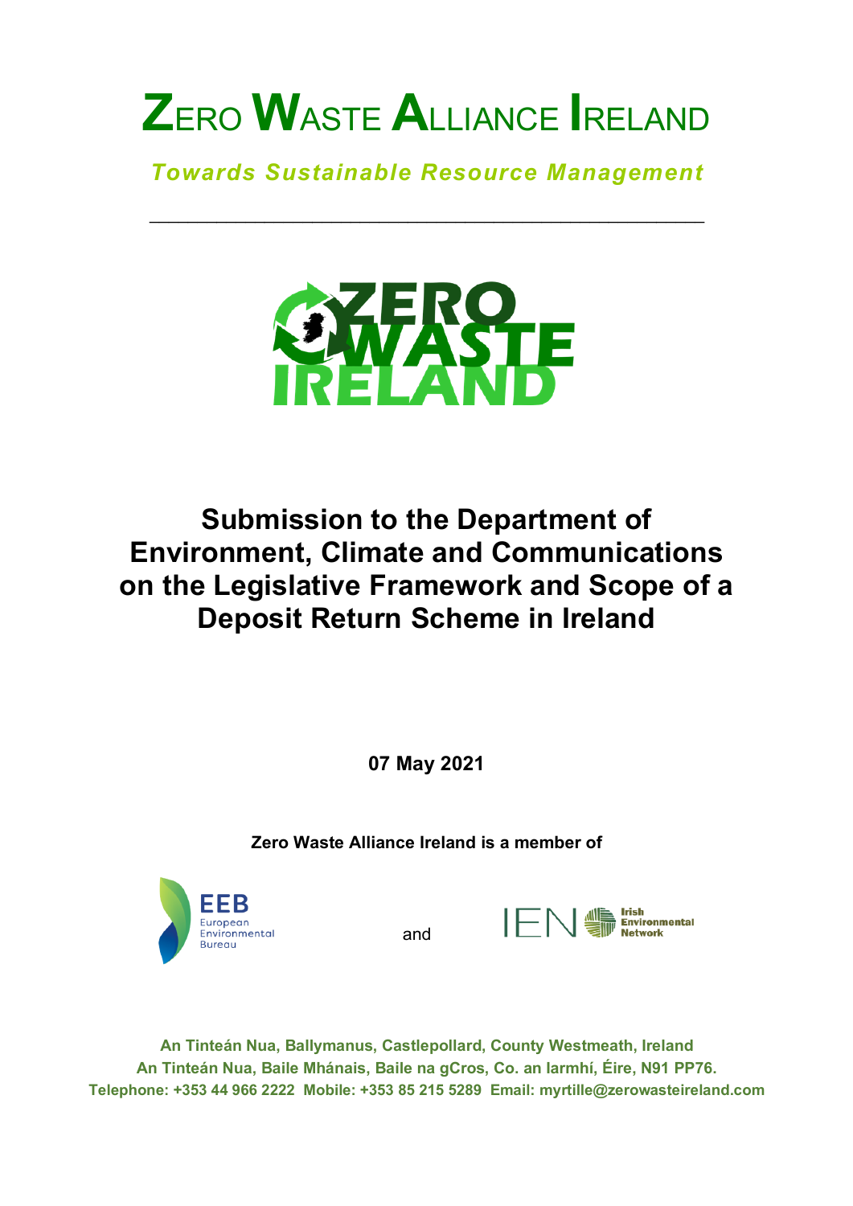# ZERO WASTE ALLIANCE IRELAND

*Towards Sustainable Resource Management*

---

## Submission to the Department of Environment, Climate and Communications on the Legislative Framework and Scope of a Deposit Return Scheme in Ireland

**07 May 2021**

**Zero Waste Alliance Ireland is a member of**

EEB European Environmental Bureau and IEN Irish Environmental Network

**An Tinteán Nua, Ballymanus, Castlepollard, County Westmeath, Ireland**
**An Tinteán Nua, Baile Mhánais, Baile na gCros, Co. an Iarmhí, Éire, N91 PP76.**
**Telephone: +353 44 966 2222 Mobile: +353 85 215 5289 Email: myrtille@zerowasteireland.com**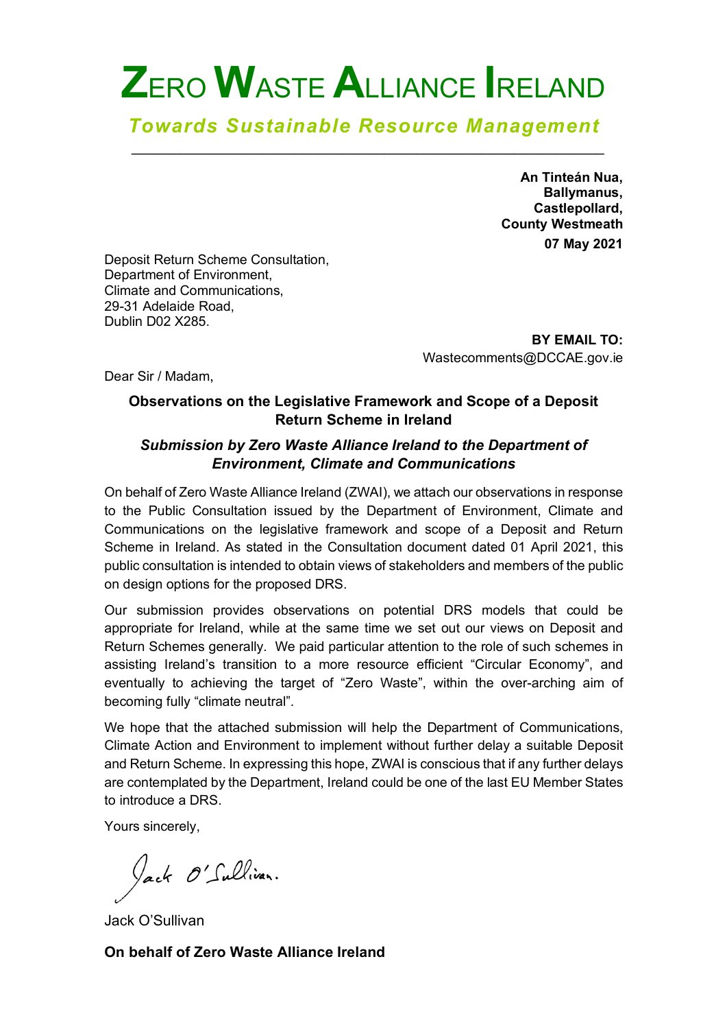# ZERO WASTE ALLIANCE IRELAND

*Towards Sustainable Resource Management*

---

**An Tinteán Nua,**
**Ballymanus,**
**Castlepollard,**
**County Westmeath**

**07 May 2021**

Deposit Return Scheme Consultation,
Department of Environment,
Climate and Communications,
29-31 Adelaide Road,
Dublin D02 X285.

**BY EMAIL TO:**
Wastecomments@DCCAE.gov.ie

Dear Sir / Madam,

**Observations on the Legislative Framework and Scope of a Deposit Return Scheme in Ireland**

***Submission by Zero Waste Alliance Ireland to the Department of Environment, Climate and Communications***

On behalf of Zero Waste Alliance Ireland (ZWAI), we attach our observations in response to the Public Consultation issued by the Department of Environment, Climate and Communications on the legislative framework and scope of a Deposit and Return Scheme in Ireland. As stated in the Consultation document dated 01 April 2021, this public consultation is intended to obtain views of stakeholders and members of the public on design options for the proposed DRS.

Our submission provides observations on potential DRS models that could be appropriate for Ireland, while at the same time we set out our views on Deposit and Return Schemes generally. We paid particular attention to the role of such schemes in assisting Ireland's transition to a more resource efficient "Circular Economy", and eventually to achieving the target of "Zero Waste", within the over-arching aim of becoming fully "climate neutral".

We hope that the attached submission will help the Department of Communications, Climate Action and Environment to implement without further delay a suitable Deposit and Return Scheme. In expressing this hope, ZWAI is conscious that if any further delays are contemplated by the Department, Ireland could be one of the last EU Member States to introduce a DRS.

Yours sincerely,

*Jack O'Sullivan.*

Jack O'Sullivan

**On behalf of Zero Waste Alliance Ireland**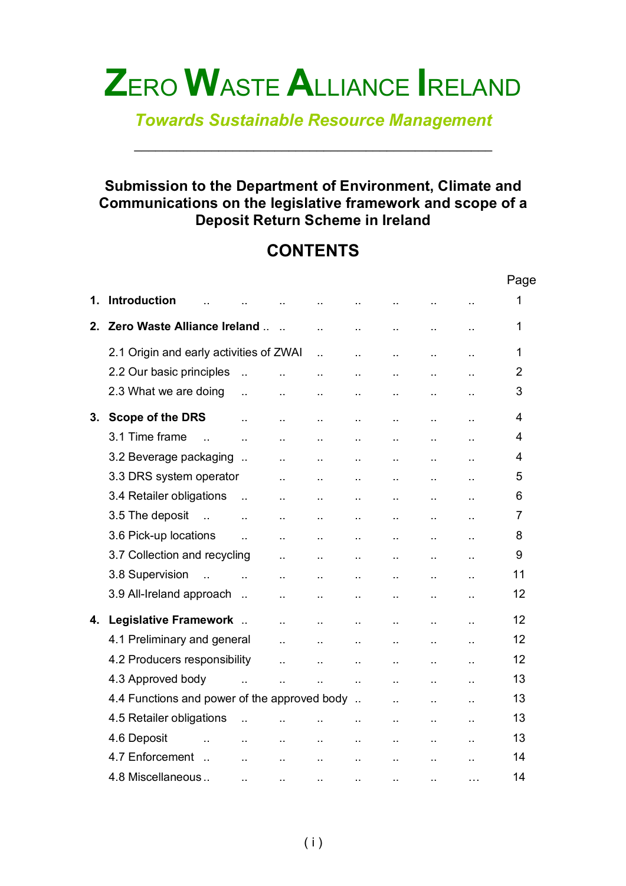# ZERO WASTE ALLIANCE IRELAND

*Towards Sustainable Resource Management*

---

## Submission to the Department of Environment, Climate and Communications on the legislative framework and scope of a Deposit Return Scheme in Ireland

## CONTENTS

| | Page |
|---|---|
| **1. Introduction** | 1 |
| **2. Zero Waste Alliance Ireland** | 1 |
| 2.1 Origin and early activities of ZWAI | 1 |
| 2.2 Our basic principles | 2 |
| 2.3 What we are doing | 3 |
| **3. Scope of the DRS** | 4 |
| 3.1 Time frame | 4 |
| 3.2 Beverage packaging | 4 |
| 3.3 DRS system operator | 5 |
| 3.4 Retailer obligations | 6 |
| 3.5 The deposit | 7 |
| 3.6 Pick-up locations | 8 |
| 3.7 Collection and recycling | 9 |
| 3.8 Supervision | 11 |
| 3.9 All-Ireland approach | 12 |
| **4. Legislative Framework** | 12 |
| 4.1 Preliminary and general | 12 |
| 4.2 Producers responsibility | 12 |
| 4.3 Approved body | 13 |
| 4.4 Functions and power of the approved body | 13 |
| 4.5 Retailer obligations | 13 |
| 4.6 Deposit | 13 |
| 4.7 Enforcement | 14 |
| 4.8 Miscellaneous | 14 |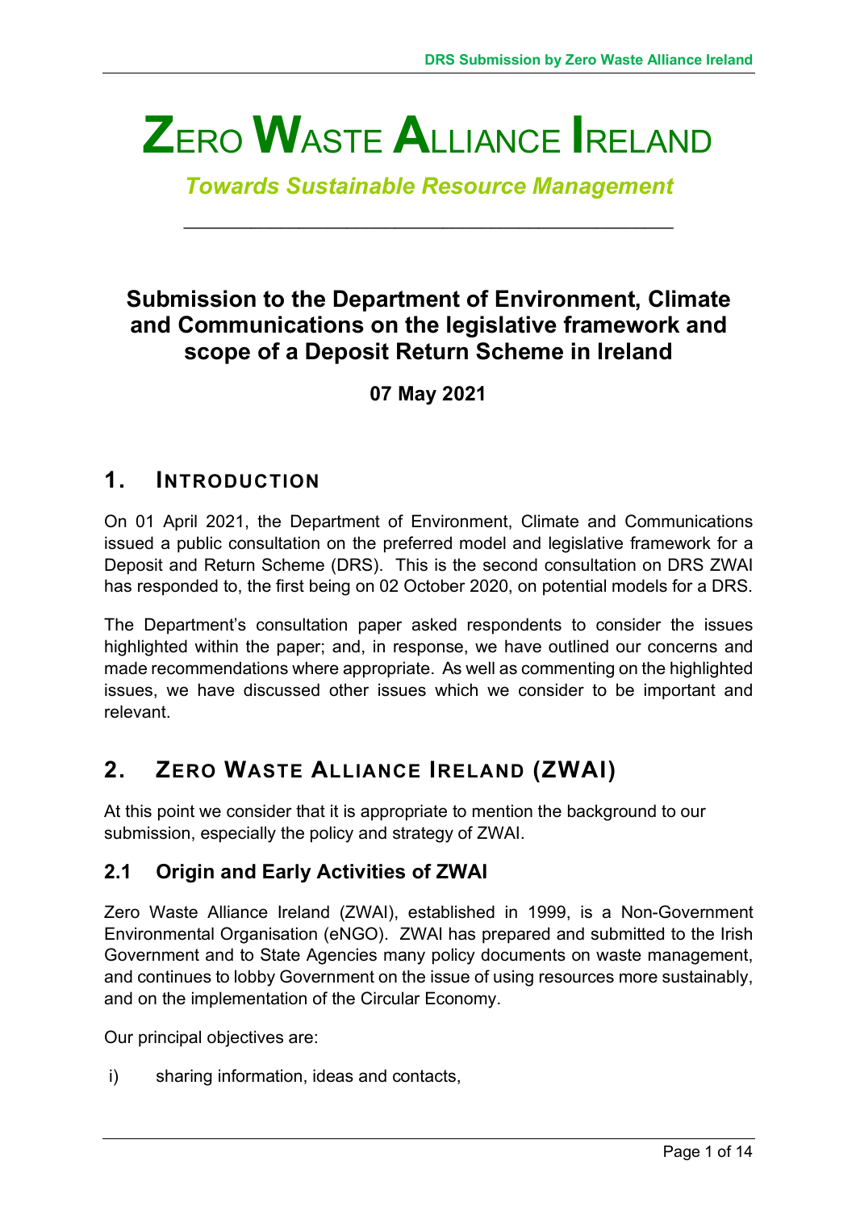# ZERO WASTE ALLIANCE IRELAND

*Towards Sustainable Resource Management*

## Submission to the Department of Environment, Climate and Communications on the legislative framework and scope of a Deposit Return Scheme in Ireland

**07 May 2021**

## 1. INTRODUCTION

On 01 April 2021, the Department of Environment, Climate and Communications issued a public consultation on the preferred model and legislative framework for a Deposit and Return Scheme (DRS). This is the second consultation on DRS ZWAI has responded to, the first being on 02 October 2020, on potential models for a DRS.

The Department's consultation paper asked respondents to consider the issues highlighted within the paper; and, in response, we have outlined our concerns and made recommendations where appropriate. As well as commenting on the highlighted issues, we have discussed other issues which we consider to be important and relevant.

## 2. ZERO WASTE ALLIANCE IRELAND (ZWAI)

At this point we consider that it is appropriate to mention the background to our submission, especially the policy and strategy of ZWAI.

### 2.1 Origin and Early Activities of ZWAI

Zero Waste Alliance Ireland (ZWAI), established in 1999, is a Non-Government Environmental Organisation (eNGO). ZWAI has prepared and submitted to the Irish Government and to State Agencies many policy documents on waste management, and continues to lobby Government on the issue of using resources more sustainably, and on the implementation of the Circular Economy.

Our principal objectives are:

i) sharing information, ideas and contacts,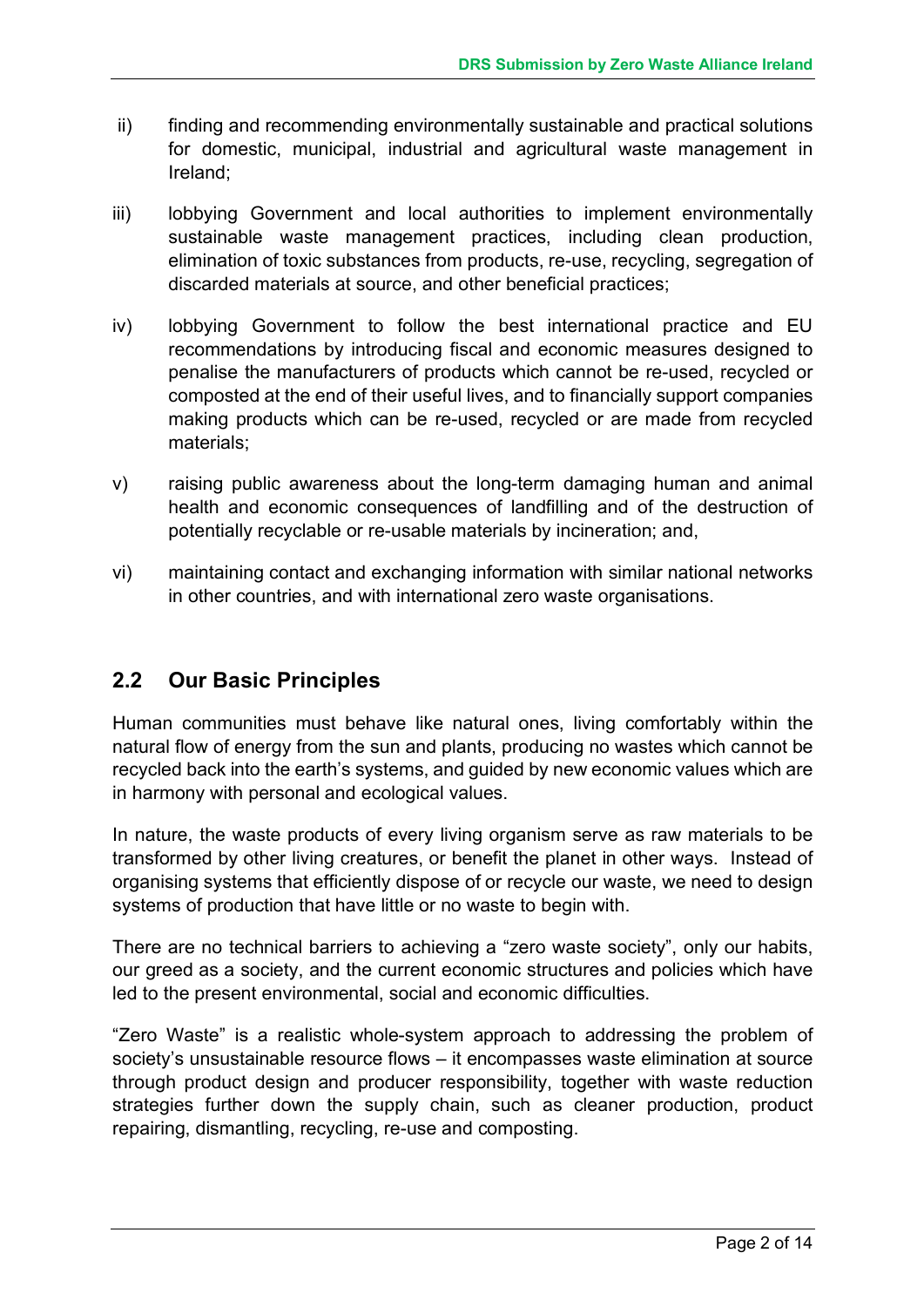ii) finding and recommending environmentally sustainable and practical solutions for domestic, municipal, industrial and agricultural waste management in Ireland;

iii) lobbying Government and local authorities to implement environmentally sustainable waste management practices, including clean production, elimination of toxic substances from products, re-use, recycling, segregation of discarded materials at source, and other beneficial practices;

iv) lobbying Government to follow the best international practice and EU recommendations by introducing fiscal and economic measures designed to penalise the manufacturers of products which cannot be re-used, recycled or composted at the end of their useful lives, and to financially support companies making products which can be re-used, recycled or are made from recycled materials;

v) raising public awareness about the long-term damaging human and animal health and economic consequences of landfilling and of the destruction of potentially recyclable or re-usable materials by incineration; and,

vi) maintaining contact and exchanging information with similar national networks in other countries, and with international zero waste organisations.

## 2.2 Our Basic Principles

Human communities must behave like natural ones, living comfortably within the natural flow of energy from the sun and plants, producing no wastes which cannot be recycled back into the earth's systems, and guided by new economic values which are in harmony with personal and ecological values.

In nature, the waste products of every living organism serve as raw materials to be transformed by other living creatures, or benefit the planet in other ways. Instead of organising systems that efficiently dispose of or recycle our waste, we need to design systems of production that have little or no waste to begin with.

There are no technical barriers to achieving a "zero waste society", only our habits, our greed as a society, and the current economic structures and policies which have led to the present environmental, social and economic difficulties.

"Zero Waste" is a realistic whole-system approach to addressing the problem of society's unsustainable resource flows – it encompasses waste elimination at source through product design and producer responsibility, together with waste reduction strategies further down the supply chain, such as cleaner production, product repairing, dismantling, recycling, re-use and composting.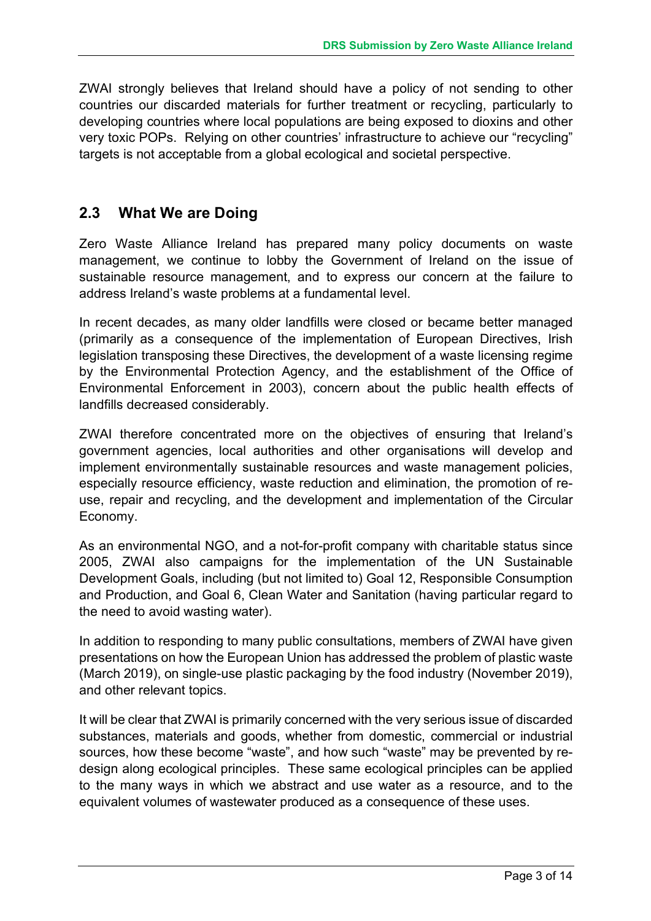ZWAI strongly believes that Ireland should have a policy of not sending to other countries our discarded materials for further treatment or recycling, particularly to developing countries where local populations are being exposed to dioxins and other very toxic POPs. Relying on other countries' infrastructure to achieve our "recycling" targets is not acceptable from a global ecological and societal perspective.

## 2.3 What We are Doing

Zero Waste Alliance Ireland has prepared many policy documents on waste management, we continue to lobby the Government of Ireland on the issue of sustainable resource management, and to express our concern at the failure to address Ireland's waste problems at a fundamental level.

In recent decades, as many older landfills were closed or became better managed (primarily as a consequence of the implementation of European Directives, Irish legislation transposing these Directives, the development of a waste licensing regime by the Environmental Protection Agency, and the establishment of the Office of Environmental Enforcement in 2003), concern about the public health effects of landfills decreased considerably.

ZWAI therefore concentrated more on the objectives of ensuring that Ireland's government agencies, local authorities and other organisations will develop and implement environmentally sustainable resources and waste management policies, especially resource efficiency, waste reduction and elimination, the promotion of re-use, repair and recycling, and the development and implementation of the Circular Economy.

As an environmental NGO, and a not-for-profit company with charitable status since 2005, ZWAI also campaigns for the implementation of the UN Sustainable Development Goals, including (but not limited to) Goal 12, Responsible Consumption and Production, and Goal 6, Clean Water and Sanitation (having particular regard to the need to avoid wasting water).

In addition to responding to many public consultations, members of ZWAI have given presentations on how the European Union has addressed the problem of plastic waste (March 2019), on single-use plastic packaging by the food industry (November 2019), and other relevant topics.

It will be clear that ZWAI is primarily concerned with the very serious issue of discarded substances, materials and goods, whether from domestic, commercial or industrial sources, how these become "waste", and how such "waste" may be prevented by re-design along ecological principles. These same ecological principles can be applied to the many ways in which we abstract and use water as a resource, and to the equivalent volumes of wastewater produced as a consequence of these uses.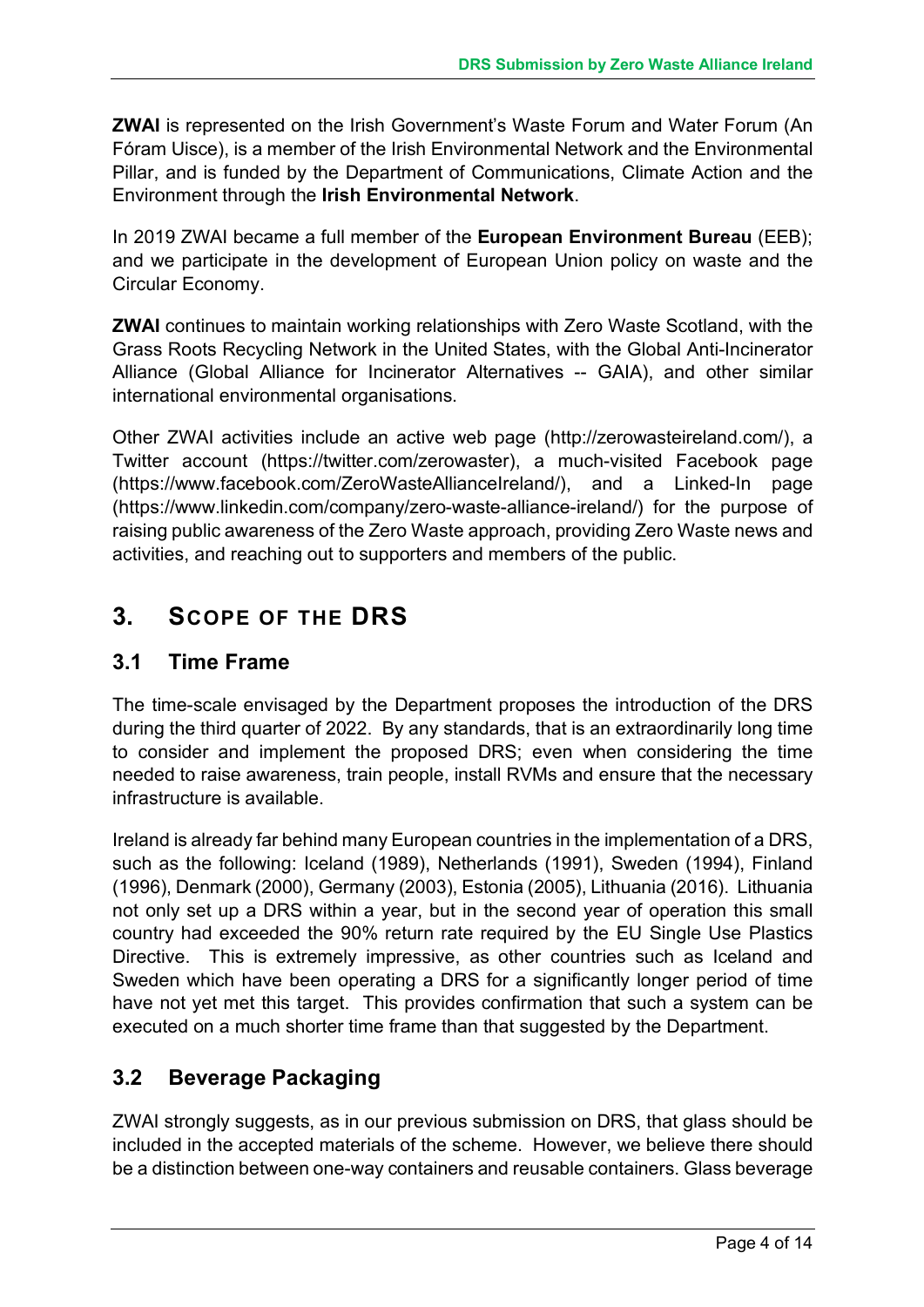**ZWAI** is represented on the Irish Government's Waste Forum and Water Forum (An Fóram Uisce), is a member of the Irish Environmental Network and the Environmental Pillar, and is funded by the Department of Communications, Climate Action and the Environment through the **Irish Environmental Network**.

In 2019 ZWAI became a full member of the **European Environment Bureau** (EEB); and we participate in the development of European Union policy on waste and the Circular Economy.

**ZWAI** continues to maintain working relationships with Zero Waste Scotland, with the Grass Roots Recycling Network in the United States, with the Global Anti-Incinerator Alliance (Global Alliance for Incinerator Alternatives -- GAIA), and other similar international environmental organisations.

Other ZWAI activities include an active web page (http://zerowasteireland.com/), a Twitter account (https://twitter.com/zerowaster), a much-visited Facebook page (https://www.facebook.com/ZeroWasteAllianceIreland/), and a Linked-In page (https://www.linkedin.com/company/zero-waste-alliance-ireland/) for the purpose of raising public awareness of the Zero Waste approach, providing Zero Waste news and activities, and reaching out to supporters and members of the public.

# 3. Scope of the DRS

## 3.1 Time Frame

The time-scale envisaged by the Department proposes the introduction of the DRS during the third quarter of 2022. By any standards, that is an extraordinarily long time to consider and implement the proposed DRS; even when considering the time needed to raise awareness, train people, install RVMs and ensure that the necessary infrastructure is available.

Ireland is already far behind many European countries in the implementation of a DRS, such as the following: Iceland (1989), Netherlands (1991), Sweden (1994), Finland (1996), Denmark (2000), Germany (2003), Estonia (2005), Lithuania (2016). Lithuania not only set up a DRS within a year, but in the second year of operation this small country had exceeded the 90% return rate required by the EU Single Use Plastics Directive. This is extremely impressive, as other countries such as Iceland and Sweden which have been operating a DRS for a significantly longer period of time have not yet met this target. This provides confirmation that such a system can be executed on a much shorter time frame than that suggested by the Department.

## 3.2 Beverage Packaging

ZWAI strongly suggests, as in our previous submission on DRS, that glass should be included in the accepted materials of the scheme. However, we believe there should be a distinction between one-way containers and reusable containers. Glass beverage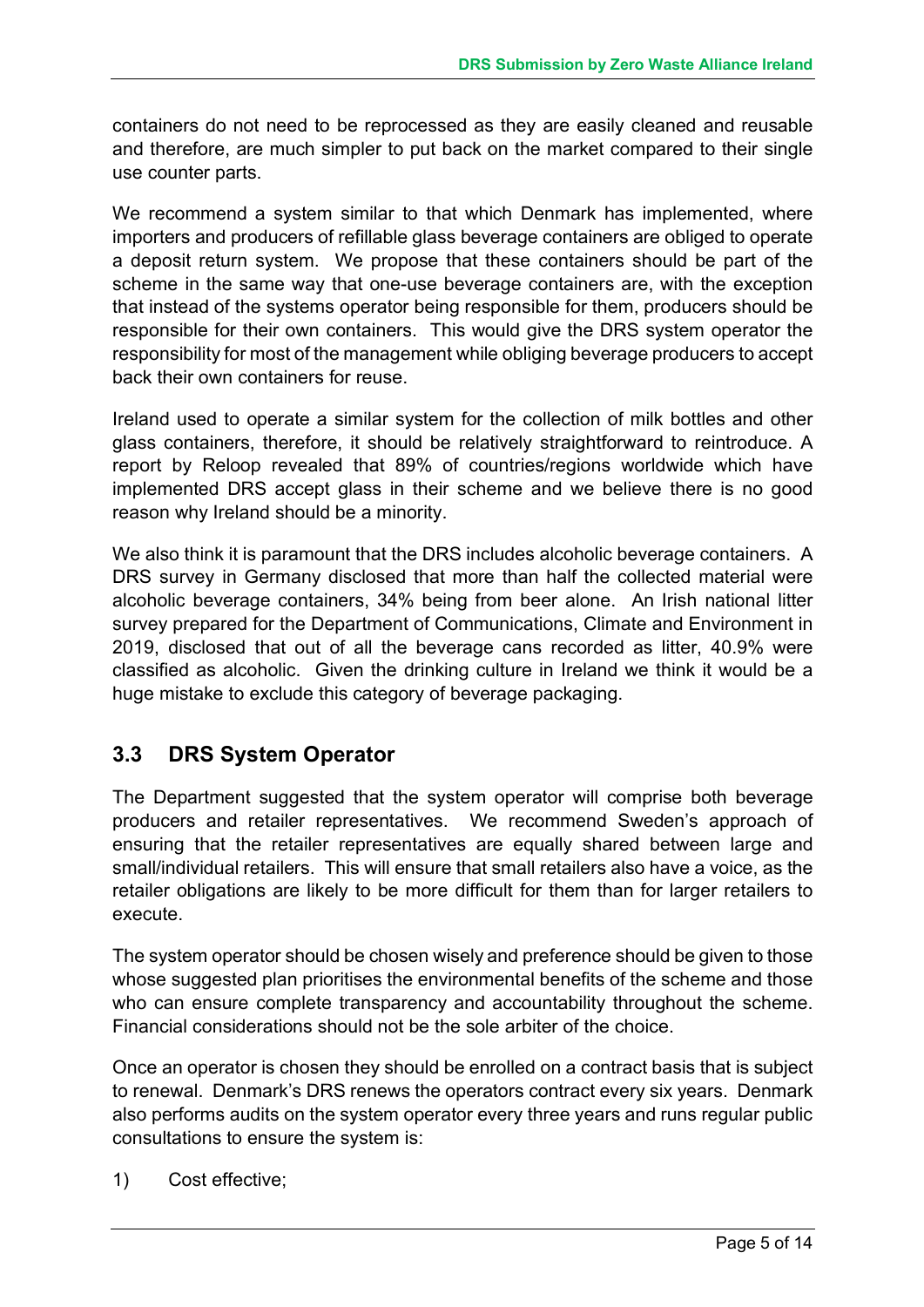containers do not need to be reprocessed as they are easily cleaned and reusable and therefore, are much simpler to put back on the market compared to their single use counter parts.

We recommend a system similar to that which Denmark has implemented, where importers and producers of refillable glass beverage containers are obliged to operate a deposit return system. We propose that these containers should be part of the scheme in the same way that one-use beverage containers are, with the exception that instead of the systems operator being responsible for them, producers should be responsible for their own containers. This would give the DRS system operator the responsibility for most of the management while obliging beverage producers to accept back their own containers for reuse.

Ireland used to operate a similar system for the collection of milk bottles and other glass containers, therefore, it should be relatively straightforward to reintroduce. A report by Reloop revealed that 89% of countries/regions worldwide which have implemented DRS accept glass in their scheme and we believe there is no good reason why Ireland should be a minority.

We also think it is paramount that the DRS includes alcoholic beverage containers. A DRS survey in Germany disclosed that more than half the collected material were alcoholic beverage containers, 34% being from beer alone. An Irish national litter survey prepared for the Department of Communications, Climate and Environment in 2019, disclosed that out of all the beverage cans recorded as litter, 40.9% were classified as alcoholic. Given the drinking culture in Ireland we think it would be a huge mistake to exclude this category of beverage packaging.

## 3.3 DRS System Operator

The Department suggested that the system operator will comprise both beverage producers and retailer representatives. We recommend Sweden's approach of ensuring that the retailer representatives are equally shared between large and small/individual retailers. This will ensure that small retailers also have a voice, as the retailer obligations are likely to be more difficult for them than for larger retailers to execute.

The system operator should be chosen wisely and preference should be given to those whose suggested plan prioritises the environmental benefits of the scheme and those who can ensure complete transparency and accountability throughout the scheme. Financial considerations should not be the sole arbiter of the choice.

Once an operator is chosen they should be enrolled on a contract basis that is subject to renewal. Denmark's DRS renews the operators contract every six years. Denmark also performs audits on the system operator every three years and runs regular public consultations to ensure the system is:

1) Cost effective;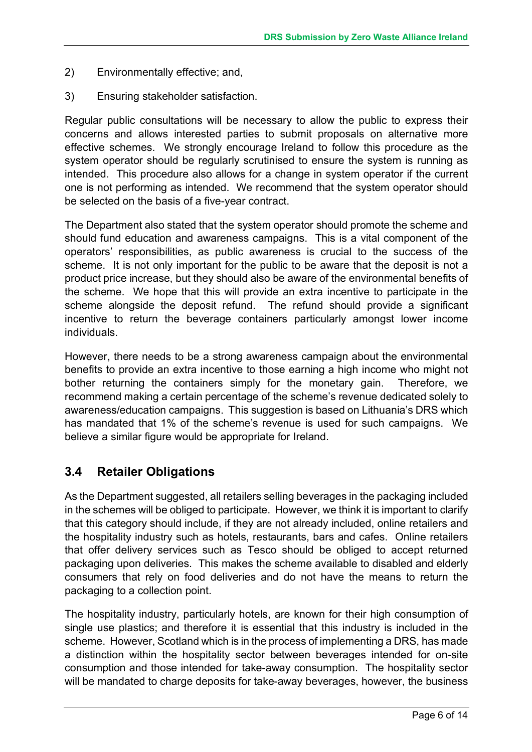2) Environmentally effective; and,

3) Ensuring stakeholder satisfaction.

Regular public consultations will be necessary to allow the public to express their concerns and allows interested parties to submit proposals on alternative more effective schemes. We strongly encourage Ireland to follow this procedure as the system operator should be regularly scrutinised to ensure the system is running as intended. This procedure also allows for a change in system operator if the current one is not performing as intended. We recommend that the system operator should be selected on the basis of a five-year contract.

The Department also stated that the system operator should promote the scheme and should fund education and awareness campaigns. This is a vital component of the operators' responsibilities, as public awareness is crucial to the success of the scheme. It is not only important for the public to be aware that the deposit is not a product price increase, but they should also be aware of the environmental benefits of the scheme. We hope that this will provide an extra incentive to participate in the scheme alongside the deposit refund. The refund should provide a significant incentive to return the beverage containers particularly amongst lower income individuals.

However, there needs to be a strong awareness campaign about the environmental benefits to provide an extra incentive to those earning a high income who might not bother returning the containers simply for the monetary gain. Therefore, we recommend making a certain percentage of the scheme's revenue dedicated solely to awareness/education campaigns. This suggestion is based on Lithuania's DRS which has mandated that 1% of the scheme's revenue is used for such campaigns. We believe a similar figure would be appropriate for Ireland.

## 3.4 Retailer Obligations

As the Department suggested, all retailers selling beverages in the packaging included in the schemes will be obliged to participate. However, we think it is important to clarify that this category should include, if they are not already included, online retailers and the hospitality industry such as hotels, restaurants, bars and cafes. Online retailers that offer delivery services such as Tesco should be obliged to accept returned packaging upon deliveries. This makes the scheme available to disabled and elderly consumers that rely on food deliveries and do not have the means to return the packaging to a collection point.

The hospitality industry, particularly hotels, are known for their high consumption of single use plastics; and therefore it is essential that this industry is included in the scheme. However, Scotland which is in the process of implementing a DRS, has made a distinction within the hospitality sector between beverages intended for on-site consumption and those intended for take-away consumption. The hospitality sector will be mandated to charge deposits for take-away beverages, however, the business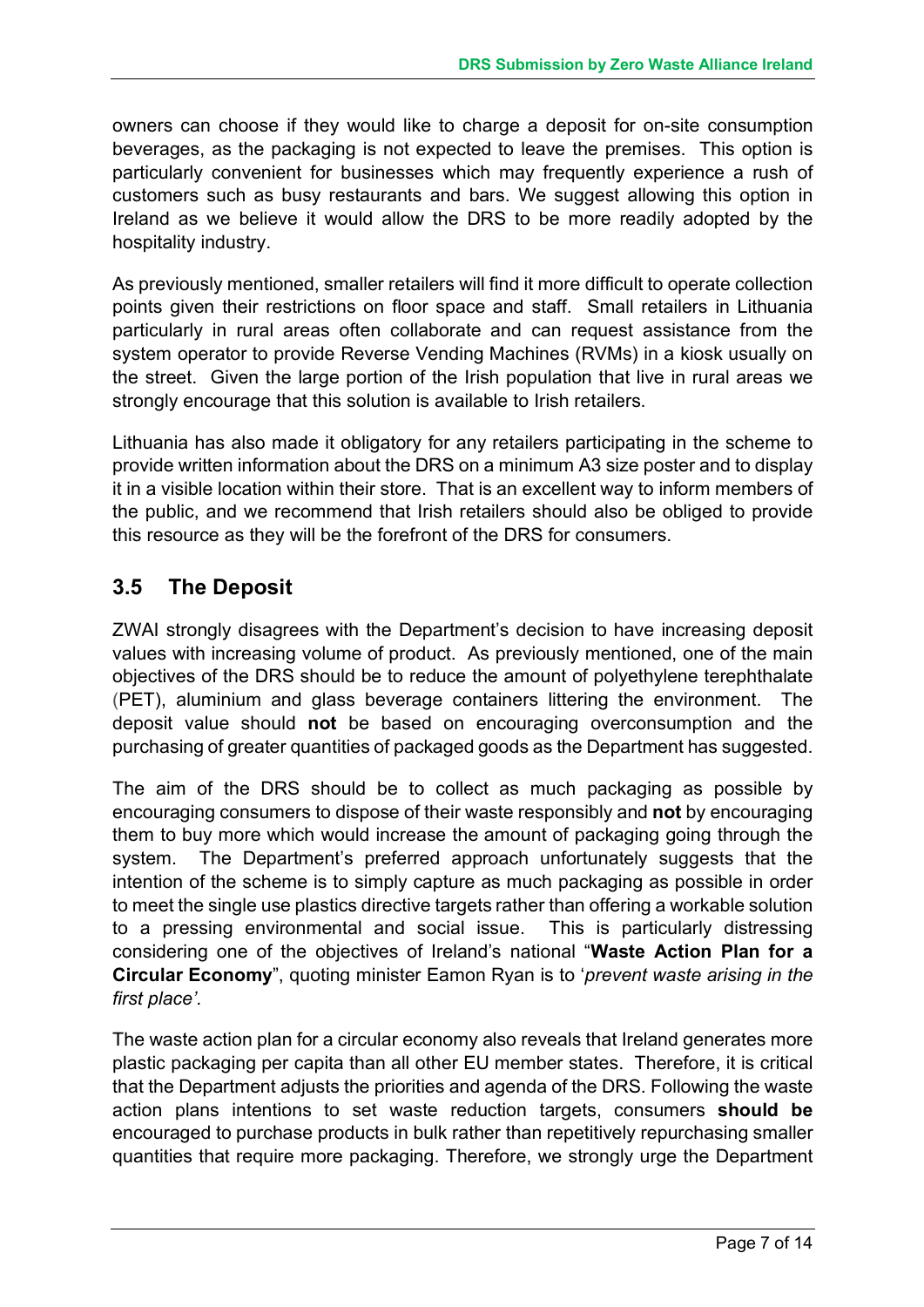owners can choose if they would like to charge a deposit for on-site consumption beverages, as the packaging is not expected to leave the premises. This option is particularly convenient for businesses which may frequently experience a rush of customers such as busy restaurants and bars. We suggest allowing this option in Ireland as we believe it would allow the DRS to be more readily adopted by the hospitality industry.

As previously mentioned, smaller retailers will find it more difficult to operate collection points given their restrictions on floor space and staff. Small retailers in Lithuania particularly in rural areas often collaborate and can request assistance from the system operator to provide Reverse Vending Machines (RVMs) in a kiosk usually on the street. Given the large portion of the Irish population that live in rural areas we strongly encourage that this solution is available to Irish retailers.

Lithuania has also made it obligatory for any retailers participating in the scheme to provide written information about the DRS on a minimum A3 size poster and to display it in a visible location within their store. That is an excellent way to inform members of the public, and we recommend that Irish retailers should also be obliged to provide this resource as they will be the forefront of the DRS for consumers.

## 3.5 The Deposit

ZWAI strongly disagrees with the Department's decision to have increasing deposit values with increasing volume of product. As previously mentioned, one of the main objectives of the DRS should be to reduce the amount of polyethylene terephthalate (PET), aluminium and glass beverage containers littering the environment. The deposit value should **not** be based on encouraging overconsumption and the purchasing of greater quantities of packaged goods as the Department has suggested.

The aim of the DRS should be to collect as much packaging as possible by encouraging consumers to dispose of their waste responsibly and **not** by encouraging them to buy more which would increase the amount of packaging going through the system. The Department's preferred approach unfortunately suggests that the intention of the scheme is to simply capture as much packaging as possible in order to meet the single use plastics directive targets rather than offering a workable solution to a pressing environmental and social issue. This is particularly distressing considering one of the objectives of Ireland's national "**Waste Action Plan for a Circular Economy**", quoting minister Eamon Ryan is to '*prevent waste arising in the first place'.*

The waste action plan for a circular economy also reveals that Ireland generates more plastic packaging per capita than all other EU member states. Therefore, it is critical that the Department adjusts the priorities and agenda of the DRS. Following the waste action plans intentions to set waste reduction targets, consumers **should be** encouraged to purchase products in bulk rather than repetitively repurchasing smaller quantities that require more packaging. Therefore, we strongly urge the Department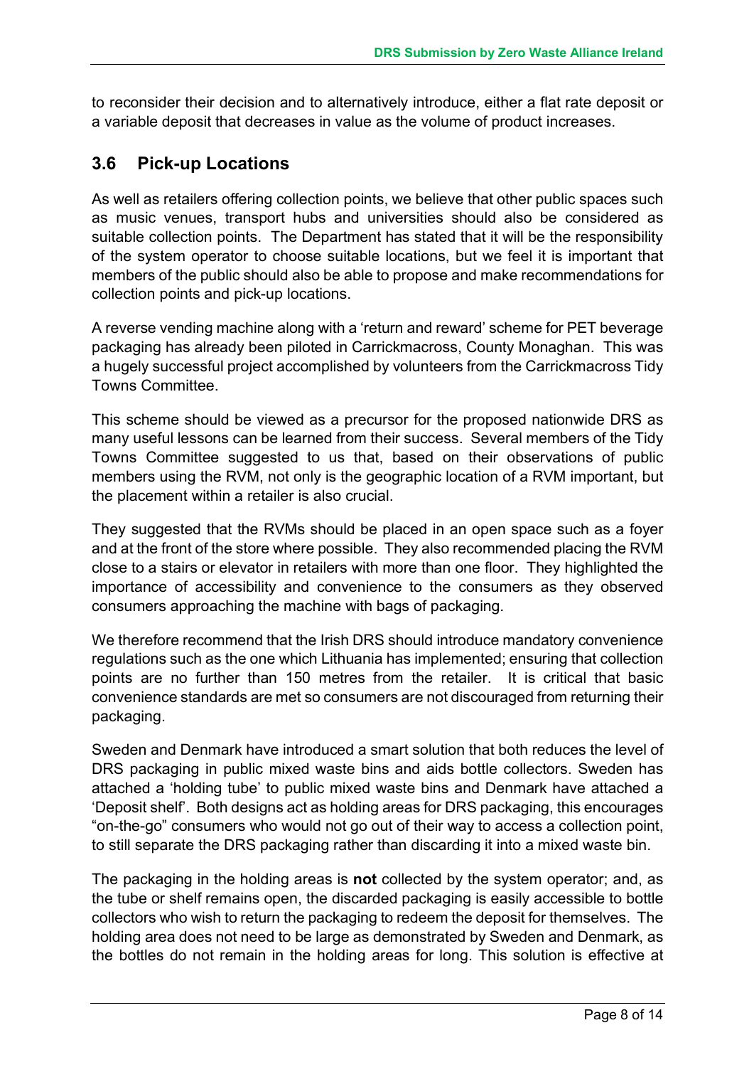to reconsider their decision and to alternatively introduce, either a flat rate deposit or a variable deposit that decreases in value as the volume of product increases.

## 3.6 Pick-up Locations

As well as retailers offering collection points, we believe that other public spaces such as music venues, transport hubs and universities should also be considered as suitable collection points. The Department has stated that it will be the responsibility of the system operator to choose suitable locations, but we feel it is important that members of the public should also be able to propose and make recommendations for collection points and pick-up locations.

A reverse vending machine along with a 'return and reward' scheme for PET beverage packaging has already been piloted in Carrickmacross, County Monaghan. This was a hugely successful project accomplished by volunteers from the Carrickmacross Tidy Towns Committee.

This scheme should be viewed as a precursor for the proposed nationwide DRS as many useful lessons can be learned from their success. Several members of the Tidy Towns Committee suggested to us that, based on their observations of public members using the RVM, not only is the geographic location of a RVM important, but the placement within a retailer is also crucial.

They suggested that the RVMs should be placed in an open space such as a foyer and at the front of the store where possible. They also recommended placing the RVM close to a stairs or elevator in retailers with more than one floor. They highlighted the importance of accessibility and convenience to the consumers as they observed consumers approaching the machine with bags of packaging.

We therefore recommend that the Irish DRS should introduce mandatory convenience regulations such as the one which Lithuania has implemented; ensuring that collection points are no further than 150 metres from the retailer. It is critical that basic convenience standards are met so consumers are not discouraged from returning their packaging.

Sweden and Denmark have introduced a smart solution that both reduces the level of DRS packaging in public mixed waste bins and aids bottle collectors. Sweden has attached a 'holding tube' to public mixed waste bins and Denmark have attached a 'Deposit shelf'. Both designs act as holding areas for DRS packaging, this encourages "on-the-go" consumers who would not go out of their way to access a collection point, to still separate the DRS packaging rather than discarding it into a mixed waste bin.

The packaging in the holding areas is **not** collected by the system operator; and, as the tube or shelf remains open, the discarded packaging is easily accessible to bottle collectors who wish to return the packaging to redeem the deposit for themselves. The holding area does not need to be large as demonstrated by Sweden and Denmark, as the bottles do not remain in the holding areas for long. This solution is effective at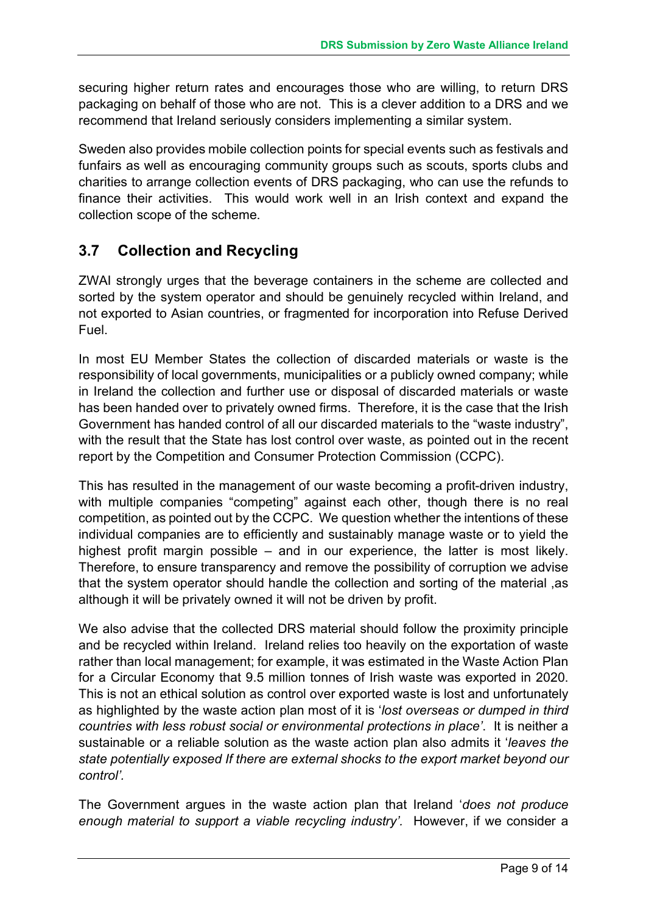securing higher return rates and encourages those who are willing, to return DRS packaging on behalf of those who are not. This is a clever addition to a DRS and we recommend that Ireland seriously considers implementing a similar system.

Sweden also provides mobile collection points for special events such as festivals and funfairs as well as encouraging community groups such as scouts, sports clubs and charities to arrange collection events of DRS packaging, who can use the refunds to finance their activities. This would work well in an Irish context and expand the collection scope of the scheme.

## 3.7 Collection and Recycling

ZWAI strongly urges that the beverage containers in the scheme are collected and sorted by the system operator and should be genuinely recycled within Ireland, and not exported to Asian countries, or fragmented for incorporation into Refuse Derived Fuel.

In most EU Member States the collection of discarded materials or waste is the responsibility of local governments, municipalities or a publicly owned company; while in Ireland the collection and further use or disposal of discarded materials or waste has been handed over to privately owned firms. Therefore, it is the case that the Irish Government has handed control of all our discarded materials to the "waste industry", with the result that the State has lost control over waste, as pointed out in the recent report by the Competition and Consumer Protection Commission (CCPC).

This has resulted in the management of our waste becoming a profit-driven industry, with multiple companies "competing" against each other, though there is no real competition, as pointed out by the CCPC. We question whether the intentions of these individual companies are to efficiently and sustainably manage waste or to yield the highest profit margin possible – and in our experience, the latter is most likely. Therefore, to ensure transparency and remove the possibility of corruption we advise that the system operator should handle the collection and sorting of the material ,as although it will be privately owned it will not be driven by profit.

We also advise that the collected DRS material should follow the proximity principle and be recycled within Ireland. Ireland relies too heavily on the exportation of waste rather than local management; for example, it was estimated in the Waste Action Plan for a Circular Economy that 9.5 million tonnes of Irish waste was exported in 2020. This is not an ethical solution as control over exported waste is lost and unfortunately as highlighted by the waste action plan most of it is '*lost overseas or dumped in third countries with less robust social or environmental protections in place*'. It is neither a sustainable or a reliable solution as the waste action plan also admits it '*leaves the state potentially exposed If there are external shocks to the export market beyond our control'.*

The Government argues in the waste action plan that Ireland '*does not produce enough material to support a viable recycling industry'*. However, if we consider a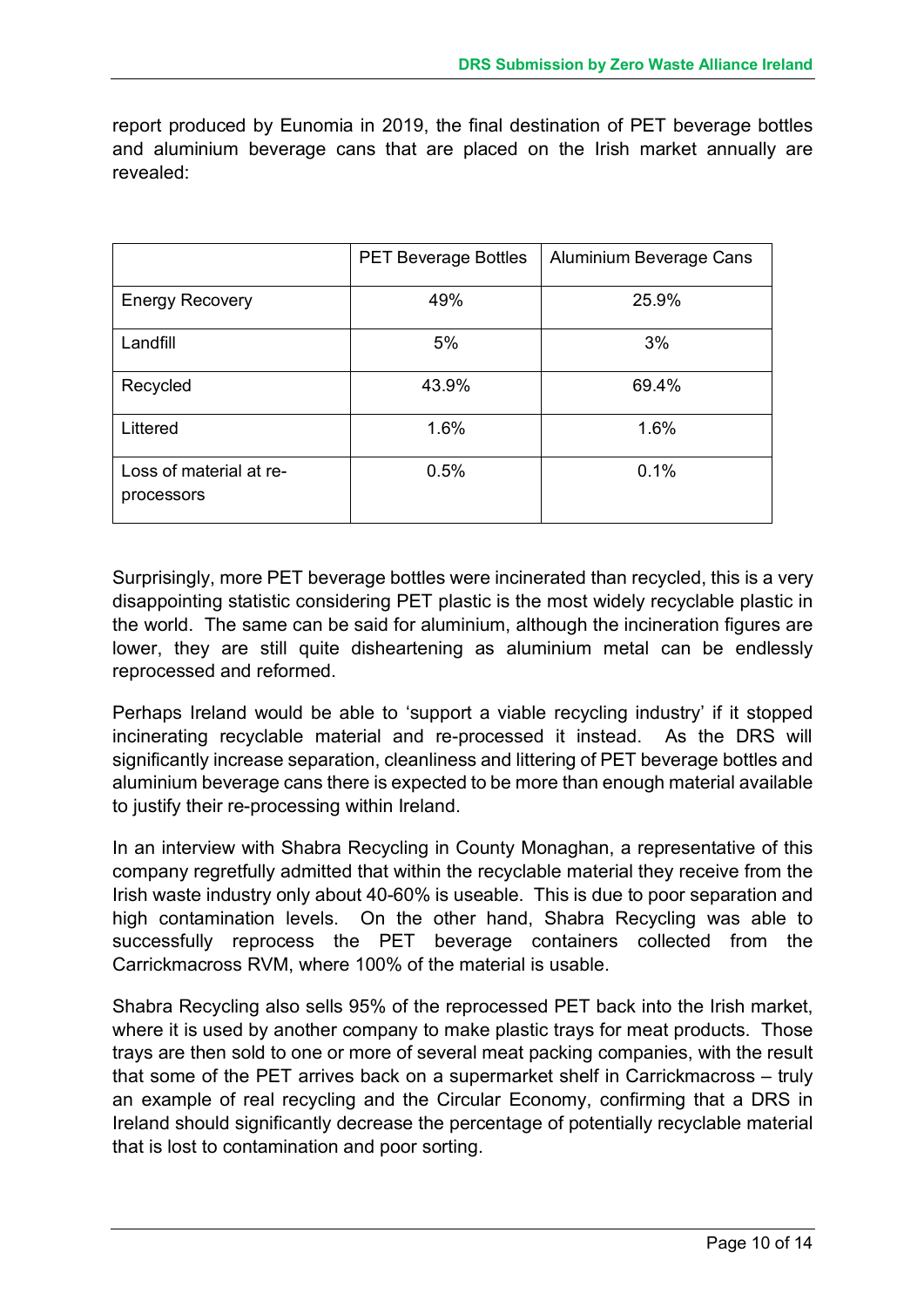report produced by Eunomia in 2019, the final destination of PET beverage bottles and aluminium beverage cans that are placed on the Irish market annually are revealed:

| | PET Beverage Bottles | Aluminium Beverage Cans |
|---|---|---|
| Energy Recovery | 49% | 25.9% |
| Landfill | 5% | 3% |
| Recycled | 43.9% | 69.4% |
| Littered | 1.6% | 1.6% |
| Loss of material at re-processors | 0.5% | 0.1% |

Surprisingly, more PET beverage bottles were incinerated than recycled, this is a very disappointing statistic considering PET plastic is the most widely recyclable plastic in the world. The same can be said for aluminium, although the incineration figures are lower, they are still quite disheartening as aluminium metal can be endlessly reprocessed and reformed.

Perhaps Ireland would be able to 'support a viable recycling industry' if it stopped incinerating recyclable material and re-processed it instead. As the DRS will significantly increase separation, cleanliness and littering of PET beverage bottles and aluminium beverage cans there is expected to be more than enough material available to justify their re-processing within Ireland.

In an interview with Shabra Recycling in County Monaghan, a representative of this company regretfully admitted that within the recyclable material they receive from the Irish waste industry only about 40-60% is useable. This is due to poor separation and high contamination levels. On the other hand, Shabra Recycling was able to successfully reprocess the PET beverage containers collected from the Carrickmacross RVM, where 100% of the material is usable.

Shabra Recycling also sells 95% of the reprocessed PET back into the Irish market, where it is used by another company to make plastic trays for meat products. Those trays are then sold to one or more of several meat packing companies, with the result that some of the PET arrives back on a supermarket shelf in Carrickmacross – truly an example of real recycling and the Circular Economy, confirming that a DRS in Ireland should significantly decrease the percentage of potentially recyclable material that is lost to contamination and poor sorting.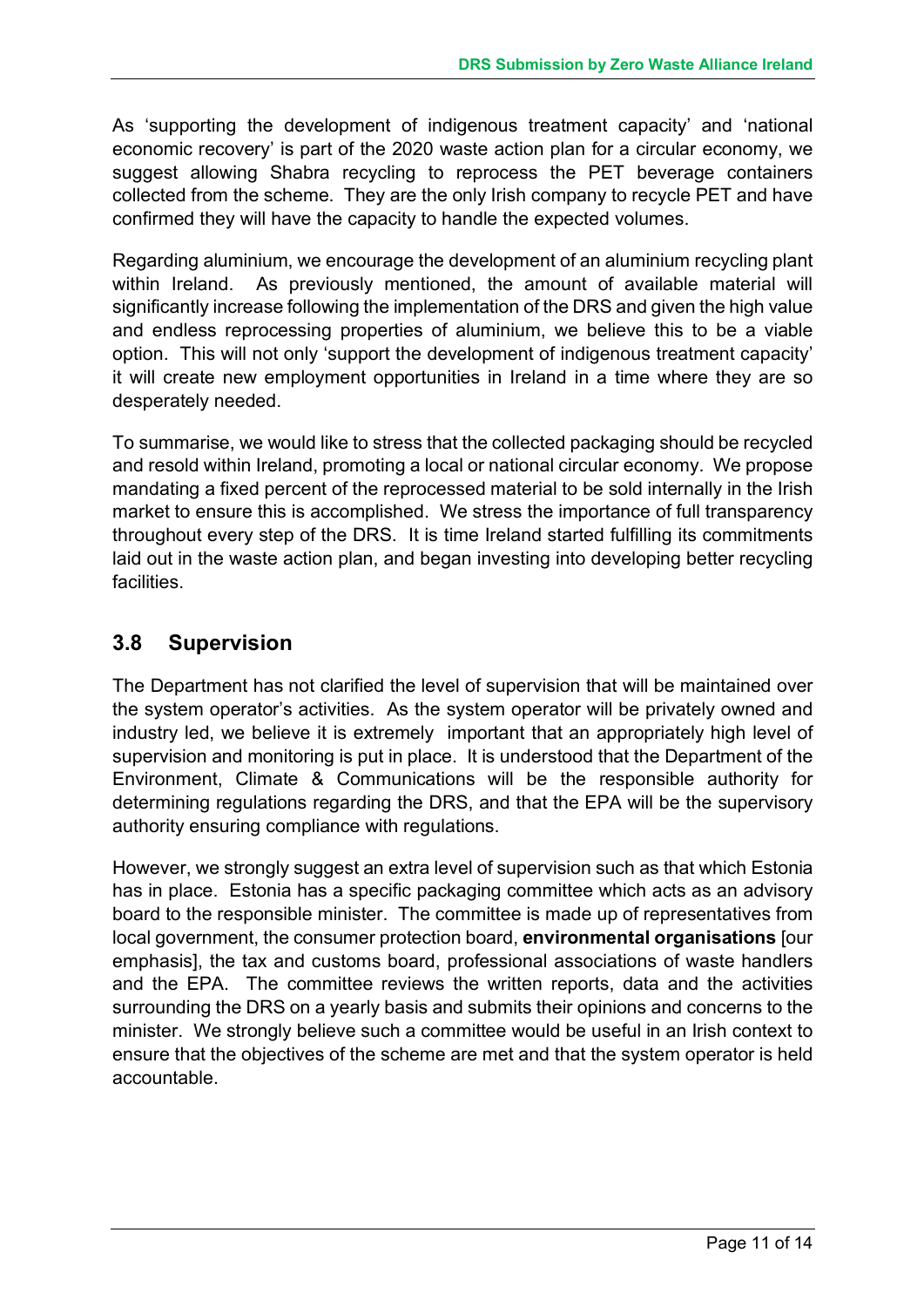As 'supporting the development of indigenous treatment capacity' and 'national economic recovery' is part of the 2020 waste action plan for a circular economy, we suggest allowing Shabra recycling to reprocess the PET beverage containers collected from the scheme. They are the only Irish company to recycle PET and have confirmed they will have the capacity to handle the expected volumes.

Regarding aluminium, we encourage the development of an aluminium recycling plant within Ireland. As previously mentioned, the amount of available material will significantly increase following the implementation of the DRS and given the high value and endless reprocessing properties of aluminium, we believe this to be a viable option. This will not only 'support the development of indigenous treatment capacity' it will create new employment opportunities in Ireland in a time where they are so desperately needed.

To summarise, we would like to stress that the collected packaging should be recycled and resold within Ireland, promoting a local or national circular economy. We propose mandating a fixed percent of the reprocessed material to be sold internally in the Irish market to ensure this is accomplished. We stress the importance of full transparency throughout every step of the DRS. It is time Ireland started fulfilling its commitments laid out in the waste action plan, and began investing into developing better recycling facilities.

## 3.8 Supervision

The Department has not clarified the level of supervision that will be maintained over the system operator's activities. As the system operator will be privately owned and industry led, we believe it is extremely important that an appropriately high level of supervision and monitoring is put in place. It is understood that the Department of the Environment, Climate & Communications will be the responsible authority for determining regulations regarding the DRS, and that the EPA will be the supervisory authority ensuring compliance with regulations.

However, we strongly suggest an extra level of supervision such as that which Estonia has in place. Estonia has a specific packaging committee which acts as an advisory board to the responsible minister. The committee is made up of representatives from local government, the consumer protection board, **environmental organisations** [our emphasis], the tax and customs board, professional associations of waste handlers and the EPA. The committee reviews the written reports, data and the activities surrounding the DRS on a yearly basis and submits their opinions and concerns to the minister. We strongly believe such a committee would be useful in an Irish context to ensure that the objectives of the scheme are met and that the system operator is held accountable.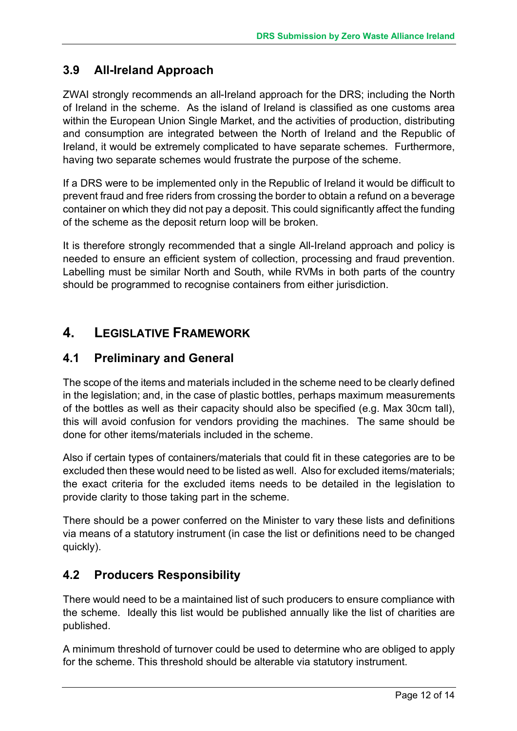## 3.9 All-Ireland Approach

ZWAI strongly recommends an all-Ireland approach for the DRS; including the North of Ireland in the scheme. As the island of Ireland is classified as one customs area within the European Union Single Market, and the activities of production, distributing and consuming are integrated between the North of Ireland and the Republic of Ireland, it would be extremely complicated to have separate schemes. Furthermore, having two separate schemes would frustrate the purpose of the scheme.

If a DRS were to be implemented only in the Republic of Ireland it would be difficult to prevent fraud and free riders from crossing the border to obtain a refund on a beverage container on which they did not pay a deposit. This could significantly affect the funding of the scheme as the deposit return loop will be broken.

It is therefore strongly recommended that a single All-Ireland approach and policy is needed to ensure an efficient system of collection, processing and fraud prevention. Labelling must be similar North and South, while RVMs in both parts of the country should be programmed to recognise containers from either jurisdiction.

# 4. Legislative Framework

## 4.1 Preliminary and General

The scope of the items and materials included in the scheme need to be clearly defined in the legislation; and, in the case of plastic bottles, perhaps maximum measurements of the bottles as well as their capacity should also be specified (e.g. Max 30cm tall), this will avoid confusion for vendors providing the machines. The same should be done for other items/materials included in the scheme.

Also if certain types of containers/materials that could fit in these categories are to be excluded then these would need to be listed as well. Also for excluded items/materials; the exact criteria for the excluded items needs to be detailed in the legislation to provide clarity to those taking part in the scheme.

There should be a power conferred on the Minister to vary these lists and definitions via means of a statutory instrument (in case the list or definitions need to be changed quickly).

## 4.2 Producers Responsibility

There would need to be a maintained list of such producers to ensure compliance with the scheme. Ideally this list would be published annually like the list of charities are published.

A minimum threshold of turnover could be used to determine who are obliged to apply for the scheme. This threshold should be alterable via statutory instrument.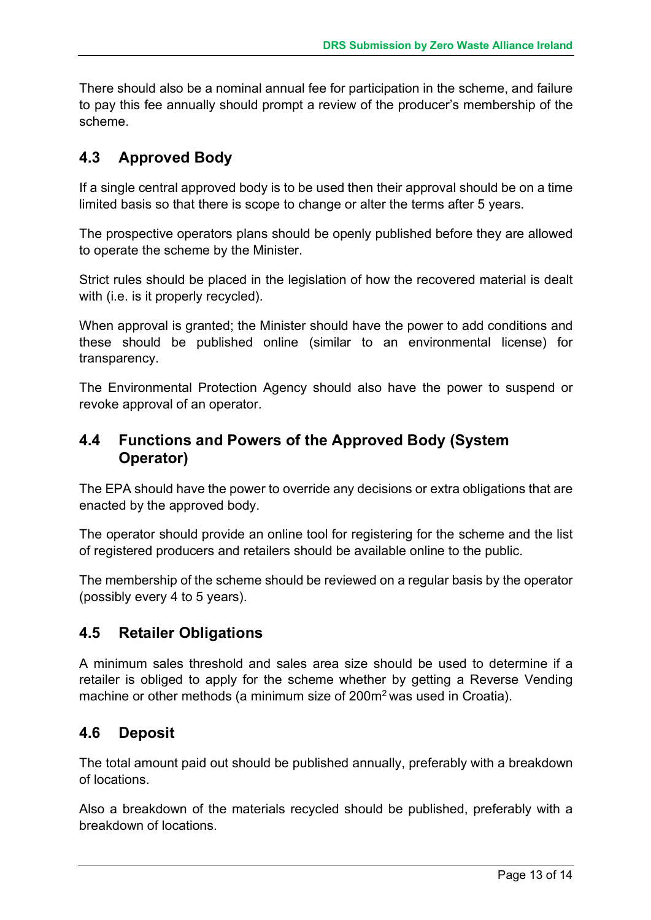There should also be a nominal annual fee for participation in the scheme, and failure to pay this fee annually should prompt a review of the producer's membership of the scheme.

## 4.3 Approved Body

If a single central approved body is to be used then their approval should be on a time limited basis so that there is scope to change or alter the terms after 5 years.

The prospective operators plans should be openly published before they are allowed to operate the scheme by the Minister.

Strict rules should be placed in the legislation of how the recovered material is dealt with (i.e. is it properly recycled).

When approval is granted; the Minister should have the power to add conditions and these should be published online (similar to an environmental license) for transparency.

The Environmental Protection Agency should also have the power to suspend or revoke approval of an operator.

## 4.4 Functions and Powers of the Approved Body (System Operator)

The EPA should have the power to override any decisions or extra obligations that are enacted by the approved body.

The operator should provide an online tool for registering for the scheme and the list of registered producers and retailers should be available online to the public.

The membership of the scheme should be reviewed on a regular basis by the operator (possibly every 4 to 5 years).

## 4.5 Retailer Obligations

A minimum sales threshold and sales area size should be used to determine if a retailer is obliged to apply for the scheme whether by getting a Reverse Vending machine or other methods (a minimum size of $200m^2$ was used in Croatia).

## 4.6 Deposit

The total amount paid out should be published annually, preferably with a breakdown of locations.

Also a breakdown of the materials recycled should be published, preferably with a breakdown of locations.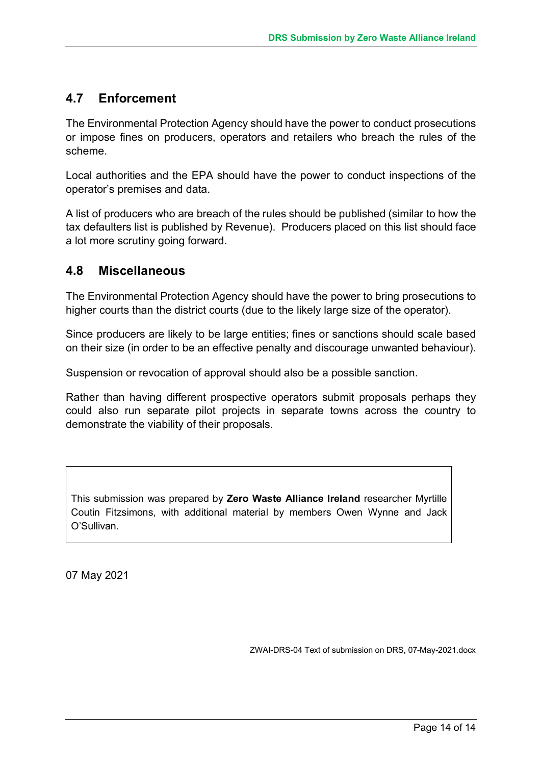## 4.7 Enforcement

The Environmental Protection Agency should have the power to conduct prosecutions or impose fines on producers, operators and retailers who breach the rules of the scheme.

Local authorities and the EPA should have the power to conduct inspections of the operator's premises and data.

A list of producers who are breach of the rules should be published (similar to how the tax defaulters list is published by Revenue). Producers placed on this list should face a lot more scrutiny going forward.

## 4.8 Miscellaneous

The Environmental Protection Agency should have the power to bring prosecutions to higher courts than the district courts (due to the likely large size of the operator).

Since producers are likely to be large entities; fines or sanctions should scale based on their size (in order to be an effective penalty and discourage unwanted behaviour).

Suspension or revocation of approval should also be a possible sanction.

Rather than having different prospective operators submit proposals perhaps they could also run separate pilot projects in separate towns across the country to demonstrate the viability of their proposals.

This submission was prepared by **Zero Waste Alliance Ireland** researcher Myrtille Coutin Fitzsimons, with additional material by members Owen Wynne and Jack O'Sullivan.

07 May 2021

ZWAI-DRS-04 Text of submission on DRS, 07-May-2021.docx